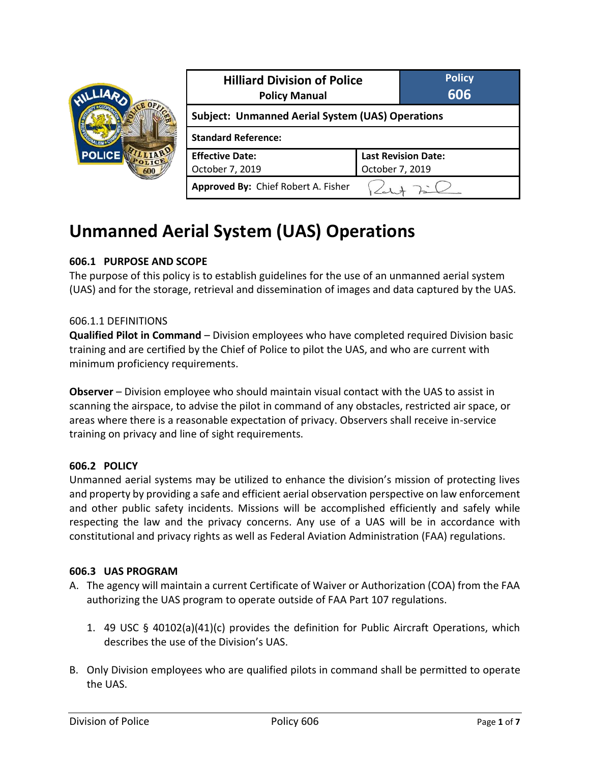| Hilliard Division of Police Policy Manual | | Policy 606 |
|---|---|---|
| **Subject: Unmanned Aerial System (UAS) Operations** | | |
| **Standard Reference:** | | |
| **Effective Date:** October 7, 2019 | **Last Revision Date:** October 7, 2019 | |
| **Approved By:** Chief Robert A. Fisher | | |

# Unmanned Aerial System (UAS) Operations

## 606.1 PURPOSE AND SCOPE

The purpose of this policy is to establish guidelines for the use of an unmanned aerial system (UAS) and for the storage, retrieval and dissemination of images and data captured by the UAS.

### 606.1.1 DEFINITIONS

**Qualified Pilot in Command** – Division employees who have completed required Division basic training and are certified by the Chief of Police to pilot the UAS, and who are current with minimum proficiency requirements.

**Observer** – Division employee who should maintain visual contact with the UAS to assist in scanning the airspace, to advise the pilot in command of any obstacles, restricted air space, or areas where there is a reasonable expectation of privacy. Observers shall receive in-service training on privacy and line of sight requirements.

## 606.2 POLICY

Unmanned aerial systems may be utilized to enhance the division's mission of protecting lives and property by providing a safe and efficient aerial observation perspective on law enforcement and other public safety incidents. Missions will be accomplished efficiently and safely while respecting the law and the privacy concerns. Any use of a UAS will be in accordance with constitutional and privacy rights as well as Federal Aviation Administration (FAA) regulations.

## 606.3 UAS PROGRAM

A. The agency will maintain a current Certificate of Waiver or Authorization (COA) from the FAA authorizing the UAS program to operate outside of FAA Part 107 regulations.

   1. 49 USC § 40102(a)(41)(c) provides the definition for Public Aircraft Operations, which describes the use of the Division's UAS.

B. Only Division employees who are qualified pilots in command shall be permitted to operate the UAS.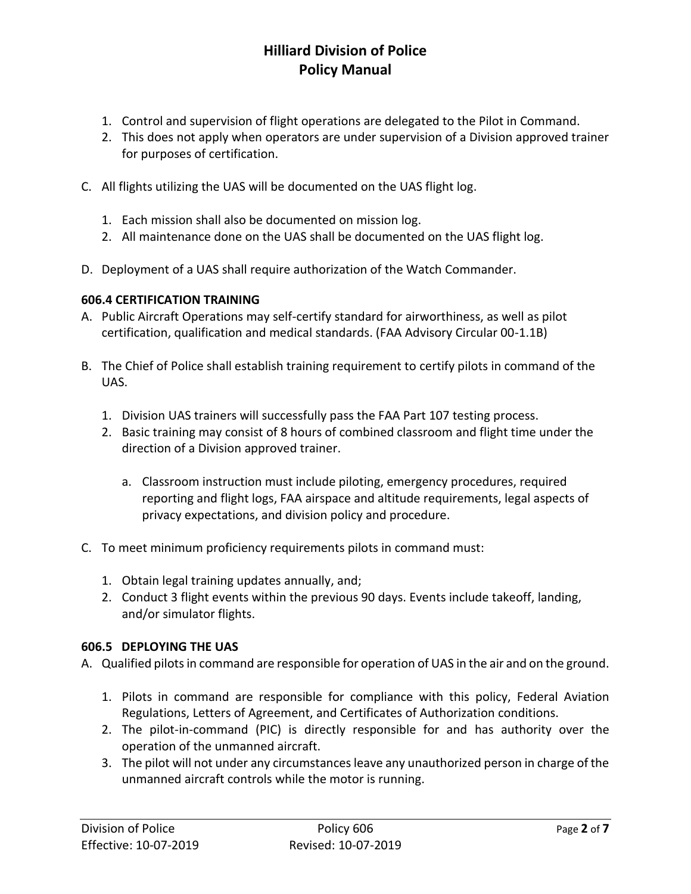1. Control and supervision of flight operations are delegated to the Pilot in Command.
2. This does not apply when operators are under supervision of a Division approved trainer for purposes of certification.

C. All flights utilizing the UAS will be documented on the UAS flight log.

1. Each mission shall also be documented on mission log.
2. All maintenance done on the UAS shall be documented on the UAS flight log.

D. Deployment of a UAS shall require authorization of the Watch Commander.

**606.4 CERTIFICATION TRAINING**

A. Public Aircraft Operations may self-certify standard for airworthiness, as well as pilot certification, qualification and medical standards. (FAA Advisory Circular 00-1.1B)

B. The Chief of Police shall establish training requirement to certify pilots in command of the UAS.

1. Division UAS trainers will successfully pass the FAA Part 107 testing process.
2. Basic training may consist of 8 hours of combined classroom and flight time under the direction of a Division approved trainer.

    a. Classroom instruction must include piloting, emergency procedures, required reporting and flight logs, FAA airspace and altitude requirements, legal aspects of privacy expectations, and division policy and procedure.

C. To meet minimum proficiency requirements pilots in command must:

1. Obtain legal training updates annually, and;
2. Conduct 3 flight events within the previous 90 days. Events include takeoff, landing, and/or simulator flights.

**606.5 DEPLOYING THE UAS**

A. Qualified pilots in command are responsible for operation of UAS in the air and on the ground.

1. Pilots in command are responsible for compliance with this policy, Federal Aviation Regulations, Letters of Agreement, and Certificates of Authorization conditions.
2. The pilot-in-command (PIC) is directly responsible for and has authority over the operation of the unmanned aircraft.
3. The pilot will not under any circumstances leave any unauthorized person in charge of the unmanned aircraft controls while the motor is running.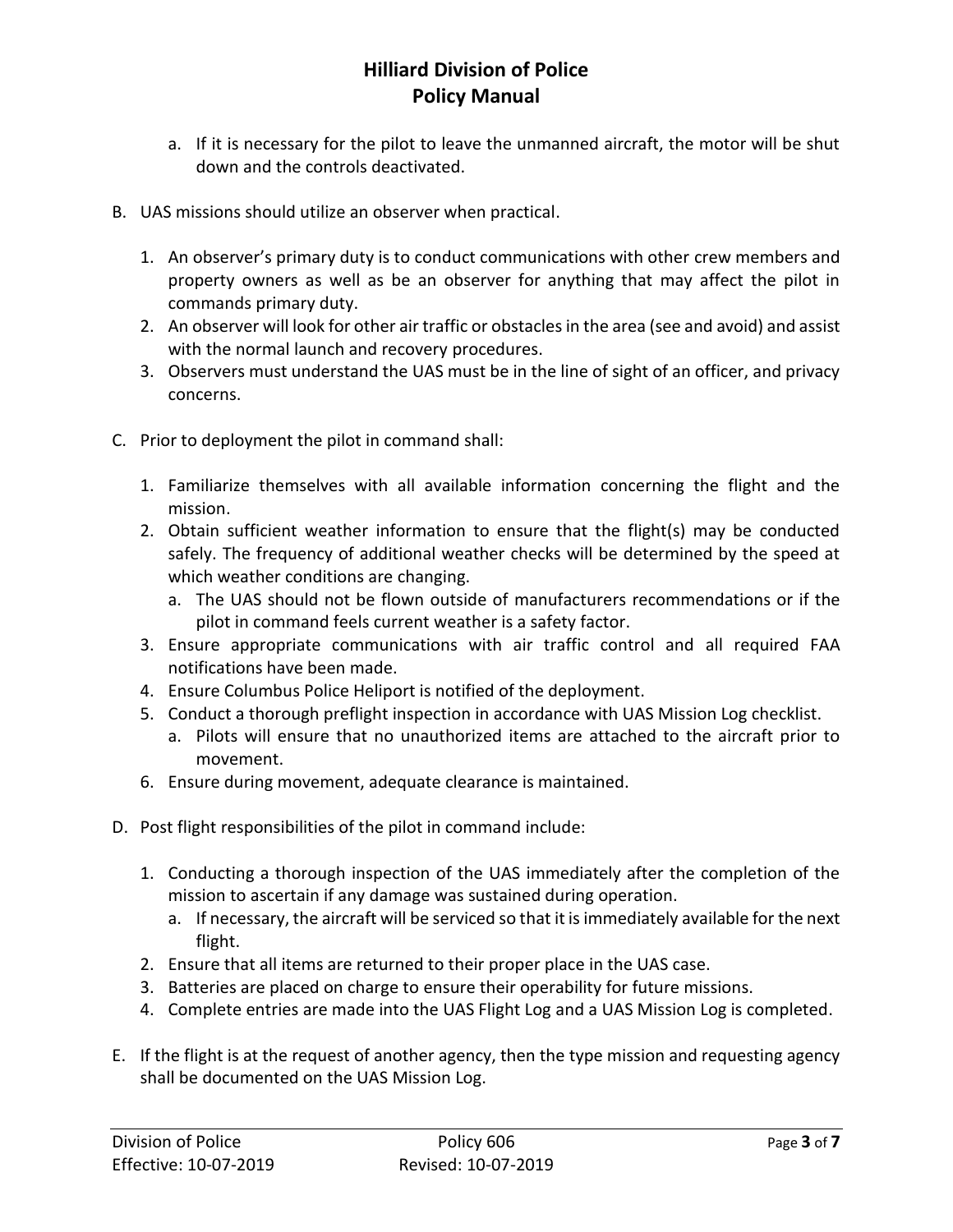a. If it is necessary for the pilot to leave the unmanned aircraft, the motor will be shut down and the controls deactivated.

B. UAS missions should utilize an observer when practical.

   1. An observer's primary duty is to conduct communications with other crew members and property owners as well as be an observer for anything that may affect the pilot in commands primary duty.
   2. An observer will look for other air traffic or obstacles in the area (see and avoid) and assist with the normal launch and recovery procedures.
   3. Observers must understand the UAS must be in the line of sight of an officer, and privacy concerns.

C. Prior to deployment the pilot in command shall:

   1. Familiarize themselves with all available information concerning the flight and the mission.
   2. Obtain sufficient weather information to ensure that the flight(s) may be conducted safely. The frequency of additional weather checks will be determined by the speed at which weather conditions are changing.
      a. The UAS should not be flown outside of manufacturers recommendations or if the pilot in command feels current weather is a safety factor.
   3. Ensure appropriate communications with air traffic control and all required FAA notifications have been made.
   4. Ensure Columbus Police Heliport is notified of the deployment.
   5. Conduct a thorough preflight inspection in accordance with UAS Mission Log checklist.
      a. Pilots will ensure that no unauthorized items are attached to the aircraft prior to movement.
   6. Ensure during movement, adequate clearance is maintained.

D. Post flight responsibilities of the pilot in command include:

   1. Conducting a thorough inspection of the UAS immediately after the completion of the mission to ascertain if any damage was sustained during operation.
      a. If necessary, the aircraft will be serviced so that it is immediately available for the next flight.
   2. Ensure that all items are returned to their proper place in the UAS case.
   3. Batteries are placed on charge to ensure their operability for future missions.
   4. Complete entries are made into the UAS Flight Log and a UAS Mission Log is completed.

E. If the flight is at the request of another agency, then the type mission and requesting agency shall be documented on the UAS Mission Log.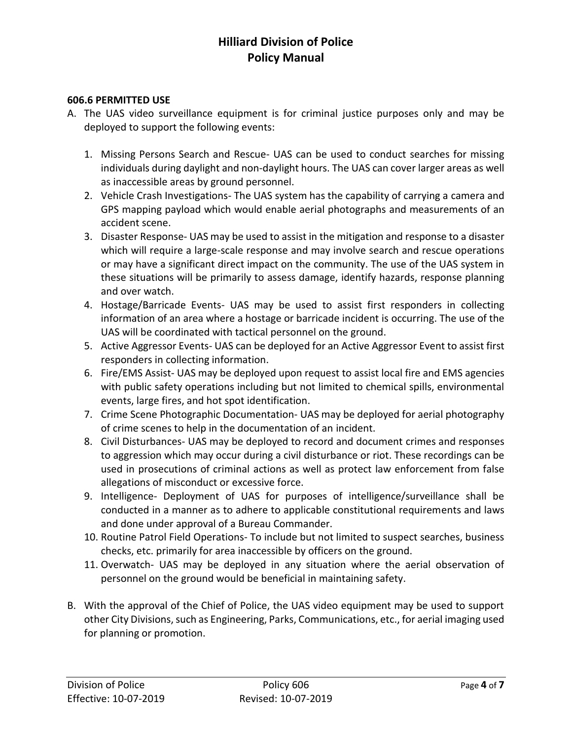### 606.6 PERMITTED USE

A. The UAS video surveillance equipment is for criminal justice purposes only and may be deployed to support the following events:

   1. Missing Persons Search and Rescue- UAS can be used to conduct searches for missing individuals during daylight and non-daylight hours. The UAS can cover larger areas as well as inaccessible areas by ground personnel.
   2. Vehicle Crash Investigations- The UAS system has the capability of carrying a camera and GPS mapping payload which would enable aerial photographs and measurements of an accident scene.
   3. Disaster Response- UAS may be used to assist in the mitigation and response to a disaster which will require a large-scale response and may involve search and rescue operations or may have a significant direct impact on the community. The use of the UAS system in these situations will be primarily to assess damage, identify hazards, response planning and over watch.
   4. Hostage/Barricade Events- UAS may be used to assist first responders in collecting information of an area where a hostage or barricade incident is occurring. The use of the UAS will be coordinated with tactical personnel on the ground.
   5. Active Aggressor Events- UAS can be deployed for an Active Aggressor Event to assist first responders in collecting information.
   6. Fire/EMS Assist- UAS may be deployed upon request to assist local fire and EMS agencies with public safety operations including but not limited to chemical spills, environmental events, large fires, and hot spot identification.
   7. Crime Scene Photographic Documentation- UAS may be deployed for aerial photography of crime scenes to help in the documentation of an incident.
   8. Civil Disturbances- UAS may be deployed to record and document crimes and responses to aggression which may occur during a civil disturbance or riot. These recordings can be used in prosecutions of criminal actions as well as protect law enforcement from false allegations of misconduct or excessive force.
   9. Intelligence- Deployment of UAS for purposes of intelligence/surveillance shall be conducted in a manner as to adhere to applicable constitutional requirements and laws and done under approval of a Bureau Commander.
   10. Routine Patrol Field Operations- To include but not limited to suspect searches, business checks, etc. primarily for area inaccessible by officers on the ground.
   11. Overwatch- UAS may be deployed in any situation where the aerial observation of personnel on the ground would be beneficial in maintaining safety.

B. With the approval of the Chief of Police, the UAS video equipment may be used to support other City Divisions, such as Engineering, Parks, Communications, etc., for aerial imaging used for planning or promotion.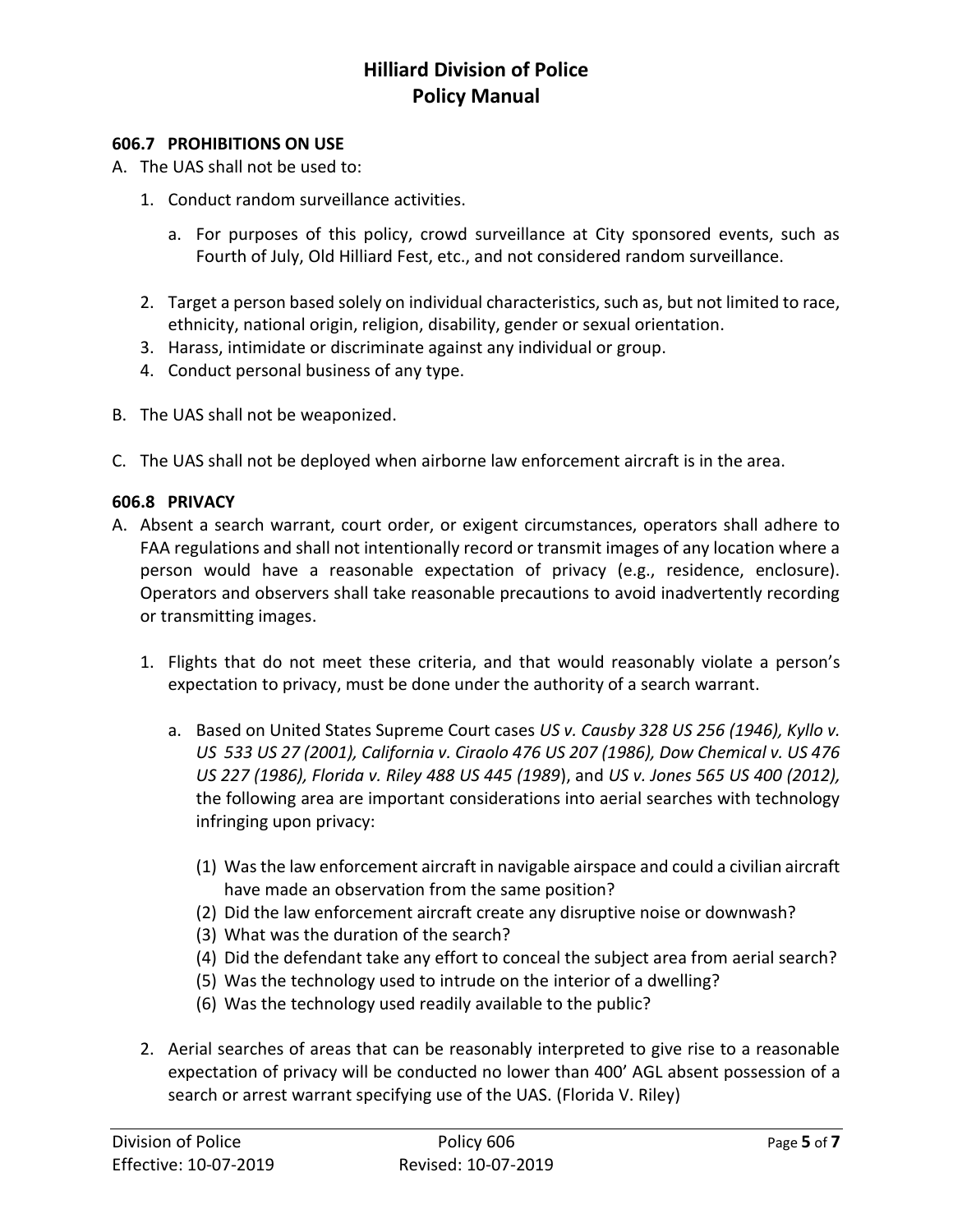### 606.7 PROHIBITIONS ON USE

A. The UAS shall not be used to:

1. Conduct random surveillance activities.
   a. For purposes of this policy, crowd surveillance at City sponsored events, such as Fourth of July, Old Hilliard Fest, etc., and not considered random surveillance.
2. Target a person based solely on individual characteristics, such as, but not limited to race, ethnicity, national origin, religion, disability, gender or sexual orientation.
3. Harass, intimidate or discriminate against any individual or group.
4. Conduct personal business of any type.

B. The UAS shall not be weaponized.

C. The UAS shall not be deployed when airborne law enforcement aircraft is in the area.

### 606.8 PRIVACY

A. Absent a search warrant, court order, or exigent circumstances, operators shall adhere to FAA regulations and shall not intentionally record or transmit images of any location where a person would have a reasonable expectation of privacy (e.g., residence, enclosure). Operators and observers shall take reasonable precautions to avoid inadvertently recording or transmitting images.

1. Flights that do not meet these criteria, and that would reasonably violate a person's expectation to privacy, must be done under the authority of a search warrant.
   a. Based on United States Supreme Court cases *US v. Causby 328 US 256 (1946), Kyllo v. US 533 US 27 (2001), California v. Ciraolo 476 US 207 (1986), Dow Chemical v. US 476 US 227 (1986), Florida v. Riley 488 US 445 (1989*), and *US v. Jones 565 US 400 (2012),* the following area are important considerations into aerial searches with technology infringing upon privacy:
      (1) Was the law enforcement aircraft in navigable airspace and could a civilian aircraft have made an observation from the same position?
      (2) Did the law enforcement aircraft create any disruptive noise or downwash?
      (3) What was the duration of the search?
      (4) Did the defendant take any effort to conceal the subject area from aerial search?
      (5) Was the technology used to intrude on the interior of a dwelling?
      (6) Was the technology used readily available to the public?
2. Aerial searches of areas that can be reasonably interpreted to give rise to a reasonable expectation of privacy will be conducted no lower than 400' AGL absent possession of a search or arrest warrant specifying use of the UAS. (Florida V. Riley)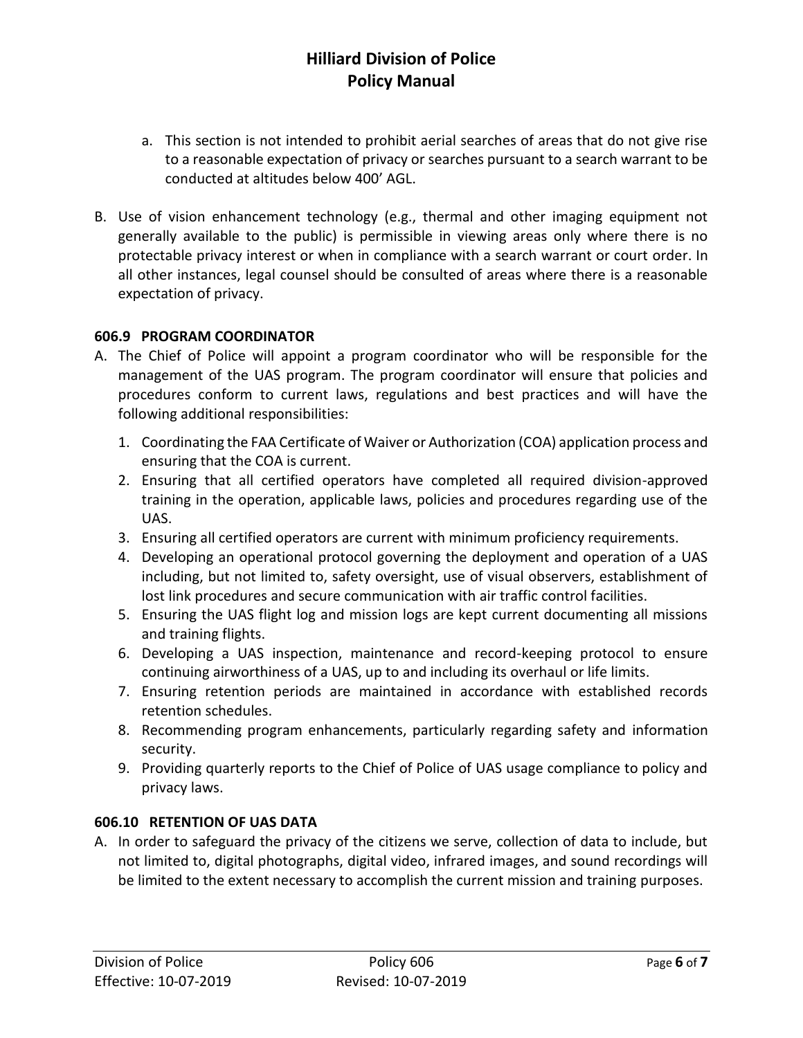a. This section is not intended to prohibit aerial searches of areas that do not give rise to a reasonable expectation of privacy or searches pursuant to a search warrant to be conducted at altitudes below 400' AGL.

B. Use of vision enhancement technology (e.g., thermal and other imaging equipment not generally available to the public) is permissible in viewing areas only where there is no protectable privacy interest or when in compliance with a search warrant or court order. In all other instances, legal counsel should be consulted of areas where there is a reasonable expectation of privacy.

### 606.9 PROGRAM COORDINATOR

A. The Chief of Police will appoint a program coordinator who will be responsible for the management of the UAS program. The program coordinator will ensure that policies and procedures conform to current laws, regulations and best practices and will have the following additional responsibilities:

   1. Coordinating the FAA Certificate of Waiver or Authorization (COA) application process and ensuring that the COA is current.
   2. Ensuring that all certified operators have completed all required division-approved training in the operation, applicable laws, policies and procedures regarding use of the UAS.
   3. Ensuring all certified operators are current with minimum proficiency requirements.
   4. Developing an operational protocol governing the deployment and operation of a UAS including, but not limited to, safety oversight, use of visual observers, establishment of lost link procedures and secure communication with air traffic control facilities.
   5. Ensuring the UAS flight log and mission logs are kept current documenting all missions and training flights.
   6. Developing a UAS inspection, maintenance and record-keeping protocol to ensure continuing airworthiness of a UAS, up to and including its overhaul or life limits.
   7. Ensuring retention periods are maintained in accordance with established records retention schedules.
   8. Recommending program enhancements, particularly regarding safety and information security.
   9. Providing quarterly reports to the Chief of Police of UAS usage compliance to policy and privacy laws.

### 606.10 RETENTION OF UAS DATA

A. In order to safeguard the privacy of the citizens we serve, collection of data to include, but not limited to, digital photographs, digital video, infrared images, and sound recordings will be limited to the extent necessary to accomplish the current mission and training purposes.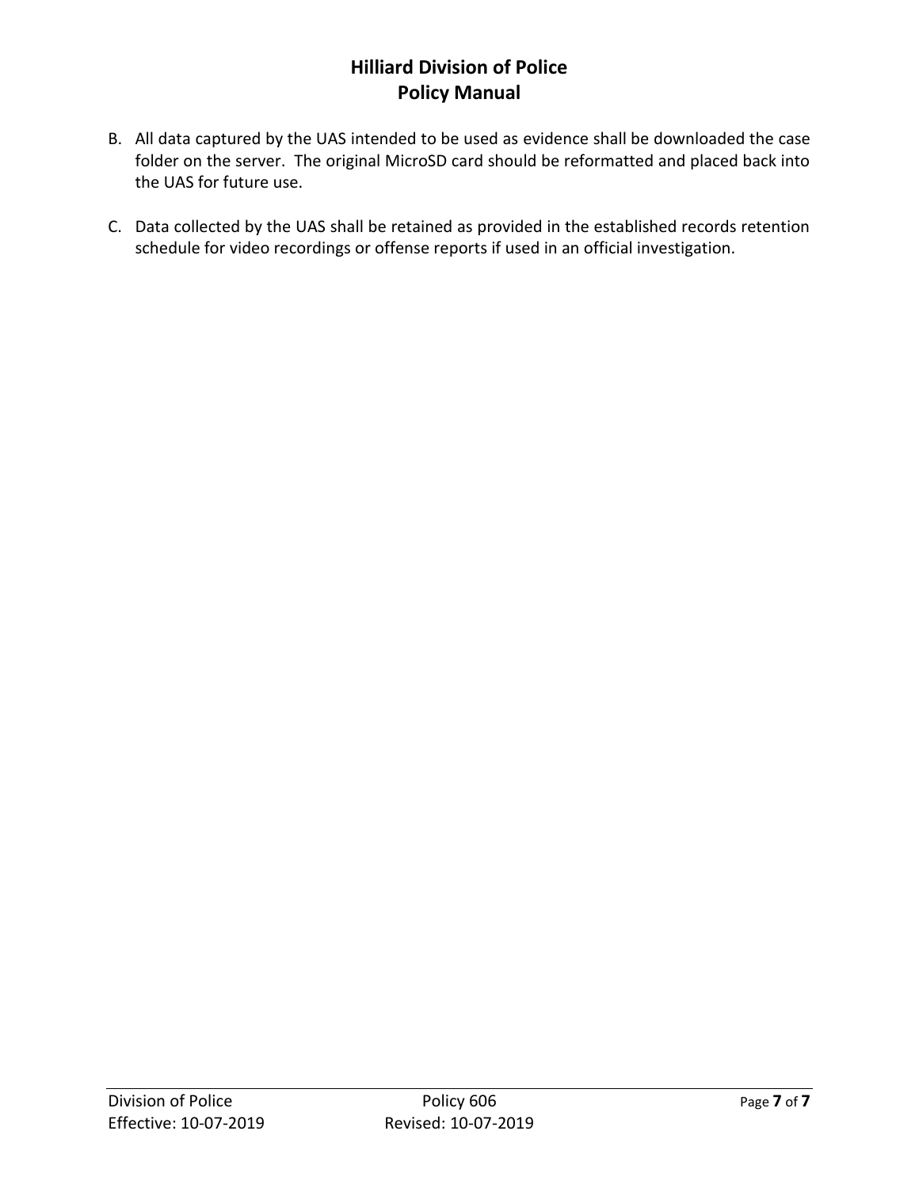B. All data captured by the UAS intended to be used as evidence shall be downloaded the case folder on the server. The original MicroSD card should be reformatted and placed back into the UAS for future use.

C. Data collected by the UAS shall be retained as provided in the established records retention schedule for video recordings or offense reports if used in an official investigation.